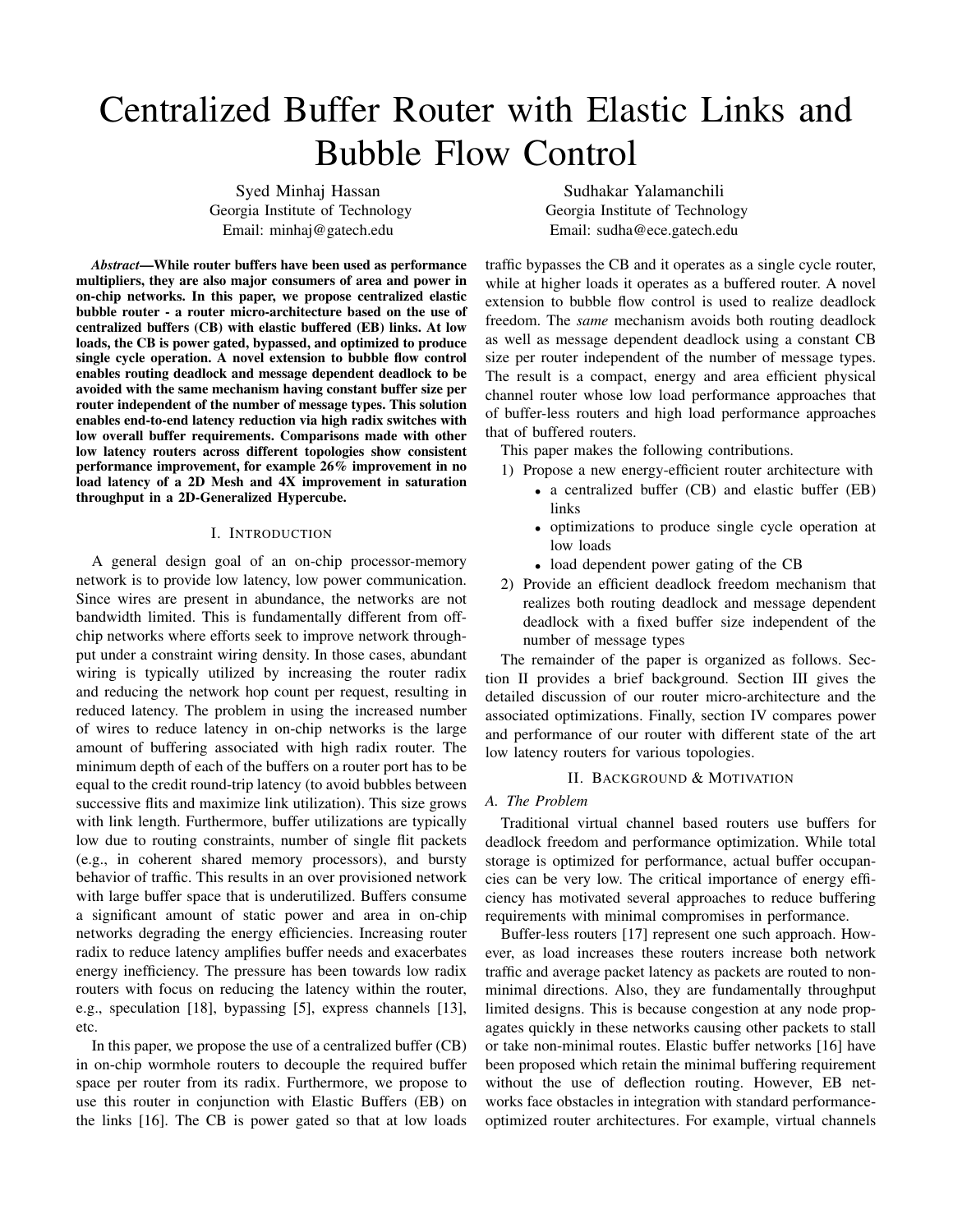# Centralized Buffer Router with Elastic Links and Bubble Flow Control

Syed Minhaj Hassan
Georgia Institute of Technology
Email: minhaj@gatech.edu

Sudhakar Yalamanchili
Georgia Institute of Technology
Email: sudha@ece.gatech.edu

***Abstract*—While router buffers have been used as performance multipliers, they are also major consumers of area and power in on-chip networks. In this paper, we propose centralized elastic bubble router - a router micro-architecture based on the use of centralized buffers (CB) with elastic buffered (EB) links. At low loads, the CB is power gated, bypassed, and optimized to produce single cycle operation. A novel extension to bubble flow control enables routing deadlock and message dependent deadlock to be avoided with the same mechanism having constant buffer size per router independent of the number of message types. This solution enables end-to-end latency reduction via high radix switches with low overall buffer requirements. Comparisons made with other low latency routers across different topologies show consistent performance improvement, for example 26% improvement in no load latency of a 2D Mesh and 4X improvement in saturation throughput in a 2D-Generalized Hypercube.**

## I. Introduction

A general design goal of an on-chip processor-memory network is to provide low latency, low power communication. Since wires are present in abundance, the networks are not bandwidth limited. This is fundamentally different from off-chip networks where efforts seek to improve network throughput under a constraint wiring density. In those cases, abundant wiring is typically utilized by increasing the router radix and reducing the network hop count per request, resulting in reduced latency. The problem in using the increased number of wires to reduce latency in on-chip networks is the large amount of buffering associated with high radix router. The minimum depth of each of the buffers on a router port has to be equal to the credit round-trip latency (to avoid bubbles between successive flits and maximize link utilization). This size grows with link length. Furthermore, buffer utilizations are typically low due to routing constraints, number of single flit packets (e.g., in coherent shared memory processors), and bursty behavior of traffic. This results in an over provisioned network with large buffer space that is underutilized. Buffers consume a significant amount of static power and area in on-chip networks degrading the energy efficiencies. Increasing router radix to reduce latency amplifies buffer needs and exacerbates energy inefficiency. The pressure has been towards low radix routers with focus on reducing the latency within the router, e.g., speculation [18], bypassing [5], express channels [13], etc.

In this paper, we propose the use of a centralized buffer (CB) in on-chip wormhole routers to decouple the required buffer space per router from its radix. Furthermore, we propose to use this router in conjunction with Elastic Buffers (EB) on the links [16]. The CB is power gated so that at low loads traffic bypasses the CB and it operates as a single cycle router, while at higher loads it operates as a buffered router. A novel extension to bubble flow control is used to realize deadlock freedom. The *same* mechanism avoids both routing deadlock as well as message dependent deadlock using a constant CB size per router independent of the number of message types. The result is a compact, energy and area efficient physical channel router whose low load performance approaches that of buffer-less routers and high load performance approaches that of buffered routers.

This paper makes the following contributions.

1) Propose a new energy-efficient router architecture with
   - a centralized buffer (CB) and elastic buffer (EB) links
   - optimizations to produce single cycle operation at low loads
   - load dependent power gating of the CB
2) Provide an efficient deadlock freedom mechanism that realizes both routing deadlock and message dependent deadlock with a fixed buffer size independent of the number of message types

The remainder of the paper is organized as follows. Section II provides a brief background. Section III gives the detailed discussion of our router micro-architecture and the associated optimizations. Finally, section IV compares power and performance of our router with different state of the art low latency routers for various topologies.

## II. Background & Motivation

### A. The Problem

Traditional virtual channel based routers use buffers for deadlock freedom and performance optimization. While total storage is optimized for performance, actual buffer occupancies can be very low. The critical importance of energy efficiency has motivated several approaches to reduce buffering requirements with minimal compromises in performance.

Buffer-less routers [17] represent one such approach. However, as load increases these routers increase both network traffic and average packet latency as packets are routed to non-minimal directions. Also, they are fundamentally throughput limited designs. This is because congestion at any node propagates quickly in these networks causing other packets to stall or take non-minimal routes. Elastic buffer networks [16] have been proposed which retain the minimal buffering requirement without the use of deflection routing. However, EB networks face obstacles in integration with standard performance-optimized router architectures. For example, virtual channels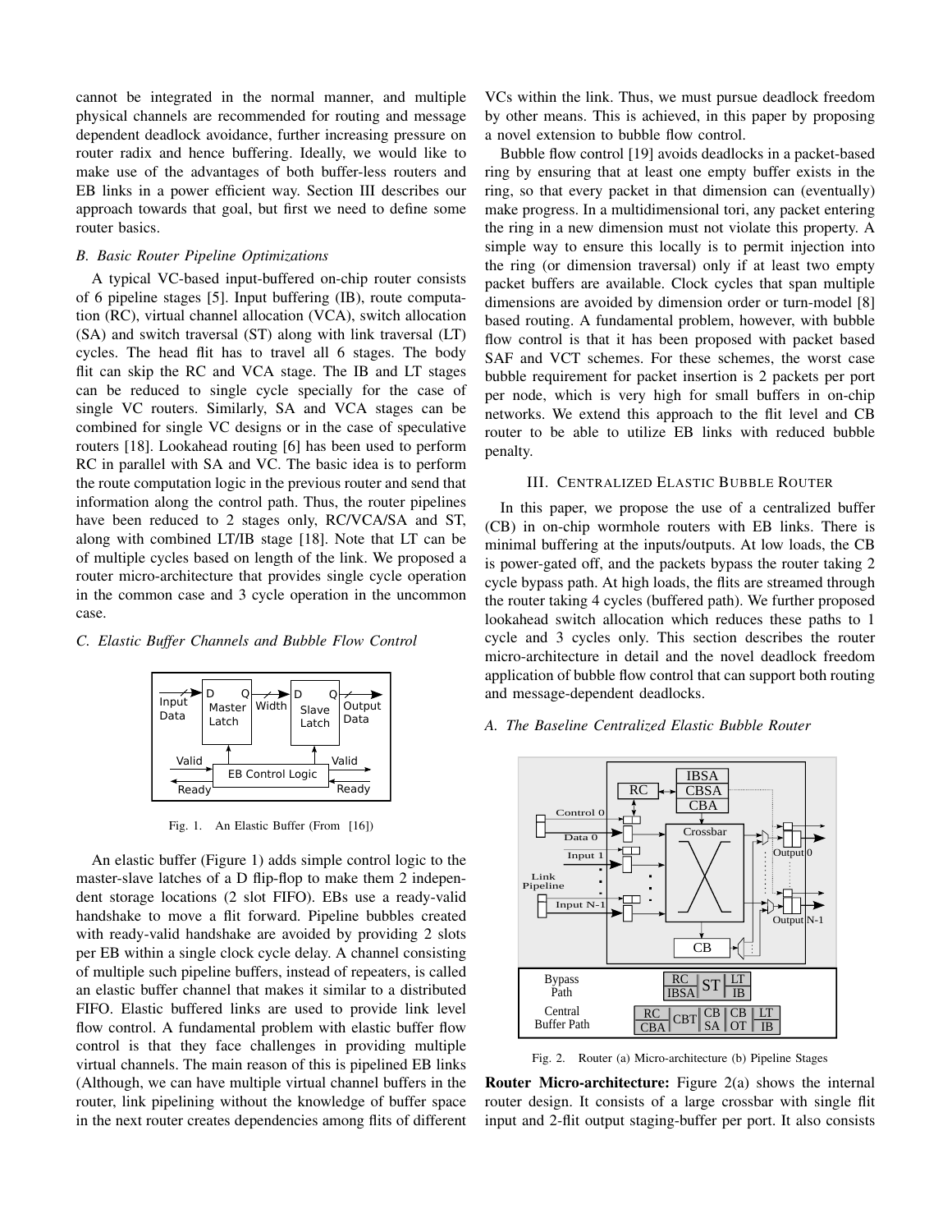cannot be integrated in the normal manner, and multiple physical channels are recommended for routing and message dependent deadlock avoidance, further increasing pressure on router radix and hence buffering. Ideally, we would like to make use of the advantages of both buffer-less routers and EB links in a power efficient way. Section III describes our approach towards that goal, but first we need to define some router basics.

### *B. Basic Router Pipeline Optimizations*

A typical VC-based input-buffered on-chip router consists of 6 pipeline stages [5]. Input buffering (IB), route computation (RC), virtual channel allocation (VCA), switch allocation (SA) and switch traversal (ST) along with link traversal (LT) cycles. The head flit has to travel all 6 stages. The body flit can skip the RC and VCA stage. The IB and LT stages can be reduced to single cycle specially for the case of single VC routers. Similarly, SA and VCA stages can be combined for single VC designs or in the case of speculative routers [18]. Lookahead routing [6] has been used to perform RC in parallel with SA and VC. The basic idea is to perform the route computation logic in the previous router and send that information along the control path. Thus, the router pipelines have been reduced to 2 stages only, RC/VCA/SA and ST, along with combined LT/IB stage [18]. Note that LT can be of multiple cycles based on length of the link. We proposed a router micro-architecture that provides single cycle operation in the common case and 3 cycle operation in the uncommon case.

### *C. Elastic Buffer Channels and Bubble Flow Control*

Fig. 1. An Elastic Buffer (From [16])

An elastic buffer (Figure 1) adds simple control logic to the master-slave latches of a D flip-flop to make them 2 independent storage locations (2 slot FIFO). EBs use a ready-valid handshake to move a flit forward. Pipeline bubbles created with ready-valid handshake are avoided by providing 2 slots per EB within a single clock cycle delay. A channel consisting of multiple such pipeline buffers, instead of repeaters, is called an elastic buffer channel that makes it similar to a distributed FIFO. Elastic buffered links are used to provide link level flow control. A fundamental problem with elastic buffer flow control is that they face challenges in providing multiple virtual channels. The main reason of this is pipelined EB links (Although, we can have multiple virtual channel buffers in the router, link pipelining without the knowledge of buffer space in the next router creates dependencies among flits of different VCs within the link. Thus, we must pursue deadlock freedom by other means. This is achieved, in this paper by proposing a novel extension to bubble flow control.

Bubble flow control [19] avoids deadlocks in a packet-based ring by ensuring that at least one empty buffer exists in the ring, so that every packet in that dimension can (eventually) make progress. In a multidimensional tori, any packet entering the ring in a new dimension must not violate this property. A simple way to ensure this locally is to permit injection into the ring (or dimension traversal) only if at least two empty packet buffers are available. Clock cycles that span multiple dimensions are avoided by dimension order or turn-model [8] based routing. A fundamental problem, however, with bubble flow control is that it has been proposed with packet based SAF and VCT schemes. For these schemes, the worst case bubble requirement for packet insertion is 2 packets per port per node, which is very high for small buffers in on-chip networks. We extend this approach to the flit level and CB router to be able to utilize EB links with reduced bubble penalty.

## III. Centralized Elastic Bubble Router

In this paper, we propose the use of a centralized buffer (CB) in on-chip wormhole routers with EB links. There is minimal buffering at the inputs/outputs. At low loads, the CB is power-gated off, and the packets bypass the router taking 2 cycle bypass path. At high loads, the flits are streamed through the router taking 4 cycles (buffered path). We further proposed lookahead switch allocation which reduces these paths to 1 cycle and 3 cycles only. This section describes the router micro-architecture in detail and the novel deadlock freedom application of bubble flow control that can support both routing and message-dependent deadlocks.

### *A. The Baseline Centralized Elastic Bubble Router*

Fig. 2. Router (a) Micro-architecture (b) Pipeline Stages

**Router Micro-architecture:** Figure 2(a) shows the internal router design. It consists of a large crossbar with single flit input and 2-flit output staging-buffer per port. It also consists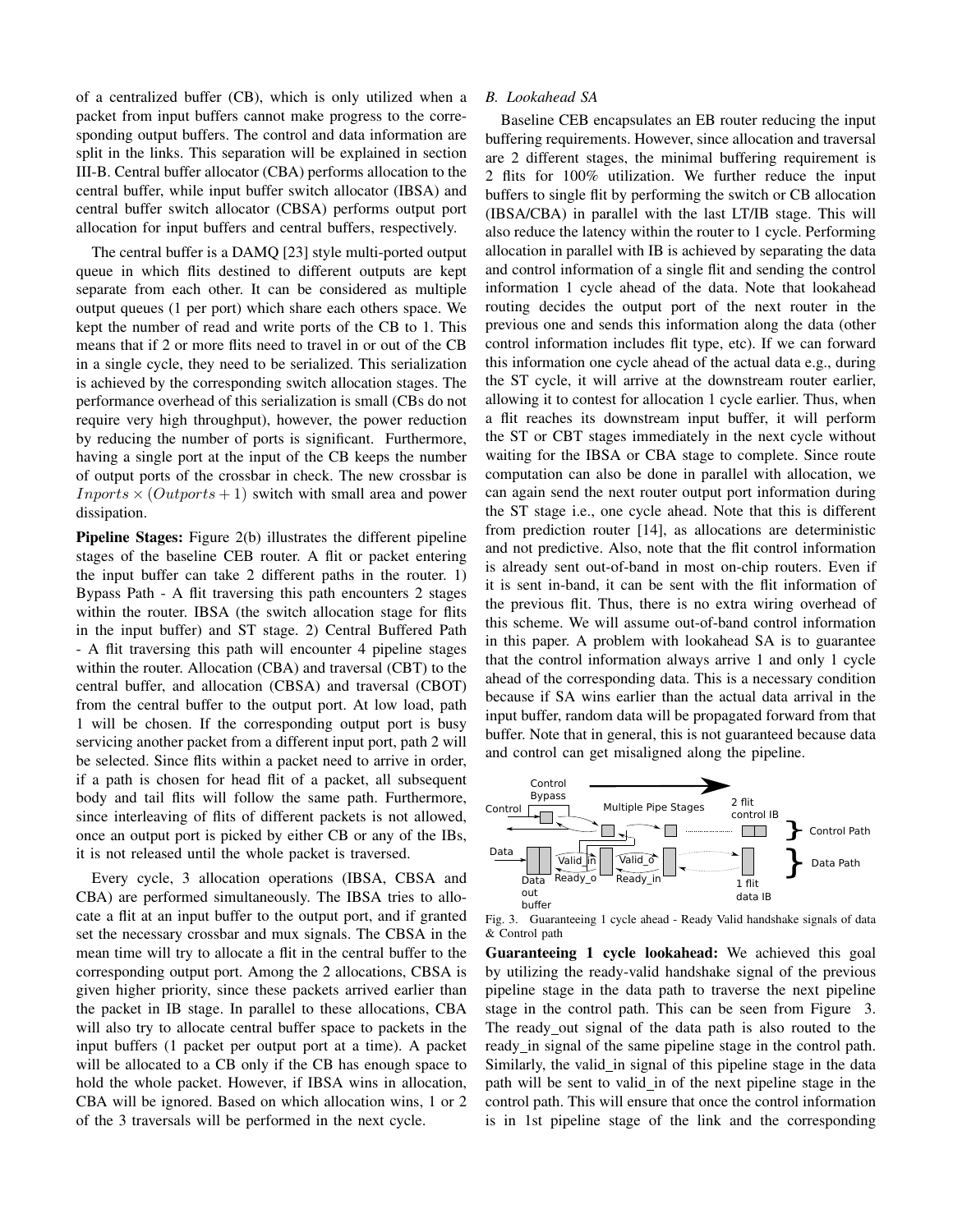of a centralized buffer (CB), which is only utilized when a packet from input buffers cannot make progress to the corresponding output buffers. The control and data information are split in the links. This separation will be explained in section III-B. Central buffer allocator (CBA) performs allocation to the central buffer, while input buffer switch allocator (IBSA) and central buffer switch allocator (CBSA) performs output port allocation for input buffers and central buffers, respectively.

The central buffer is a DAMQ [23] style multi-ported output queue in which flits destined to different outputs are kept separate from each other. It can be considered as multiple output queues (1 per port) which share each others space. We kept the number of read and write ports of the CB to 1. This means that if 2 or more flits need to travel in or out of the CB in a single cycle, they need to be serialized. This serialization is achieved by the corresponding switch allocation stages. The performance overhead of this serialization is small (CBs do not require very high throughput), however, the power reduction by reducing the number of ports is significant. Furthermore, having a single port at the input of the CB keeps the number of output ports of the crossbar in check. The new crossbar is $Inports \times (Outports + 1)$ switch with small area and power dissipation.

**Pipeline Stages:** Figure 2(b) illustrates the different pipeline stages of the baseline CEB router. A flit or packet entering the input buffer can take 2 different paths in the router. 1) Bypass Path - A flit traversing this path encounters 2 stages within the router. IBSA (the switch allocation stage for flits in the input buffer) and ST stage. 2) Central Buffered Path - A flit traversing this path will encounter 4 pipeline stages within the router. Allocation (CBA) and traversal (CBT) to the central buffer, and allocation (CBSA) and traversal (CBOT) from the central buffer to the output port. At low load, path 1 will be chosen. If the corresponding output port is busy servicing another packet from a different input port, path 2 will be selected. Since flits within a packet need to arrive in order, if a path is chosen for head flit of a packet, all subsequent body and tail flits will follow the same path. Furthermore, since interleaving of flits of different packets is not allowed, once an output port is picked by either CB or any of the IBs, it is not released until the whole packet is traversed.

Every cycle, 3 allocation operations (IBSA, CBSA and CBA) are performed simultaneously. The IBSA tries to allocate a flit at an input buffer to the output port, and if granted set the necessary crossbar and mux signals. The CBSA in the mean time will try to allocate a flit in the central buffer to the corresponding output port. Among the 2 allocations, CBSA is given higher priority, since these packets arrived earlier than the packet in IB stage. In parallel to these allocations, CBA will also try to allocate central buffer space to packets in the input buffers (1 packet per output port at a time). A packet will be allocated to a CB only if the CB has enough space to hold the whole packet. However, if IBSA wins in allocation, CBA will be ignored. Based on which allocation wins, 1 or 2 of the 3 traversals will be performed in the next cycle.

### B. Lookahead SA

Baseline CEB encapsulates an EB router reducing the input buffering requirements. However, since allocation and traversal are 2 different stages, the minimal buffering requirement is 2 flits for 100% utilization. We further reduce the input buffers to single flit by performing the switch or CB allocation (IBSA/CBA) in parallel with the last LT/IB stage. This will also reduce the latency within the router to 1 cycle. Performing allocation in parallel with IB is achieved by separating the data and control information of a single flit and sending the control information 1 cycle ahead of the data. Note that lookahead routing decides the output port of the next router in the previous one and sends this information along the data (other control information includes flit type, etc). If we can forward this information one cycle ahead of the actual data e.g., during the ST cycle, it will arrive at the downstream router earlier, allowing it to contest for allocation 1 cycle earlier. Thus, when a flit reaches its downstream input buffer, it will perform the ST or CBT stages immediately in the next cycle without waiting for the IBSA or CBA stage to complete. Since route computation can also be done in parallel with allocation, we can again send the next router output port information during the ST stage i.e., one cycle ahead. Note that this is different from prediction router [14], as allocations are deterministic and not predictive. Also, note that the flit control information is already sent out-of-band in most on-chip routers. Even if it is sent in-band, it can be sent with the flit information of the previous flit. Thus, there is no extra wiring overhead of this scheme. We will assume out-of-band control information in this paper. A problem with lookahead SA is to guarantee that the control information always arrive 1 and only 1 cycle ahead of the corresponding data. This is a necessary condition because if SA wins earlier than the actual data arrival in the input buffer, random data will be propagated forward from that buffer. Note that in general, this is not guaranteed because data and control can get misaligned along the pipeline.

Fig. 3. Guaranteeing 1 cycle ahead - Ready Valid handshake signals of data & Control path

**Guaranteeing 1 cycle lookahead:** We achieved this goal by utilizing the ready-valid handshake signal of the previous pipeline stage in the data path to traverse the next pipeline stage in the control path. This can be seen from Figure 3. The ready_out signal of the data path is also routed to the ready_in signal of the same pipeline stage in the control path. Similarly, the valid_in signal of this pipeline stage in the data path will be sent to valid_in of the next pipeline stage in the control path. This will ensure that once the control information is in 1st pipeline stage of the link and the corresponding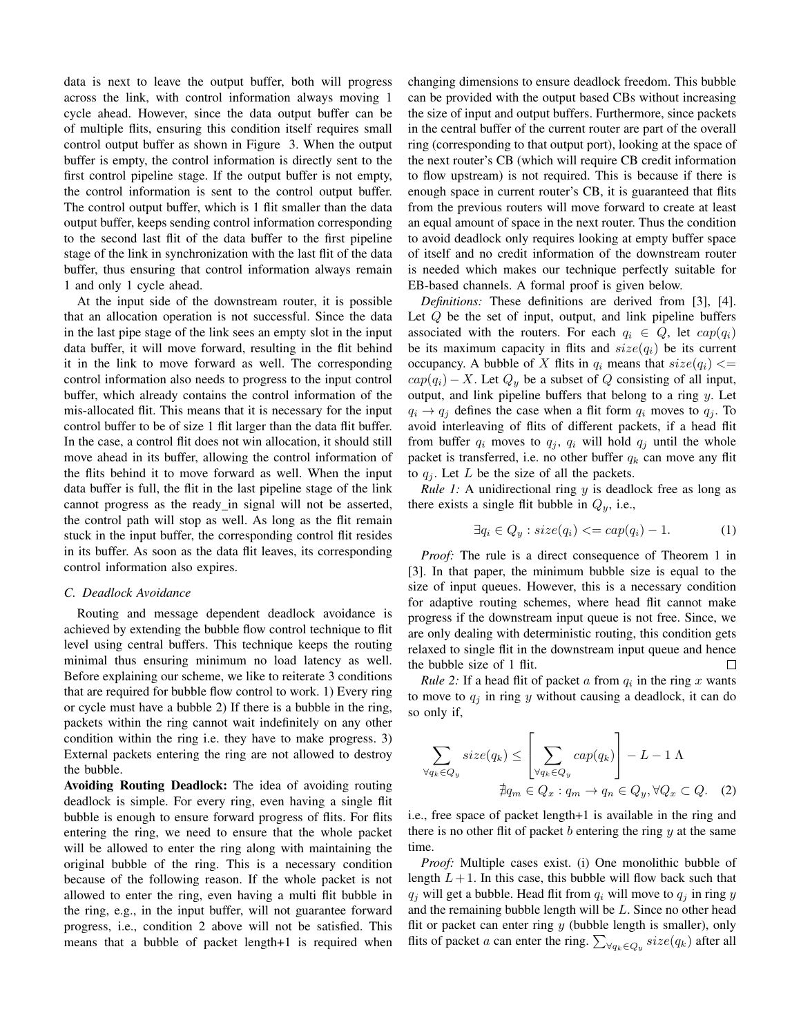data is next to leave the output buffer, both will progress across the link, with control information always moving 1 cycle ahead. However, since the data output buffer can be of multiple flits, ensuring this condition itself requires small control output buffer as shown in Figure 3. When the output buffer is empty, the control information is directly sent to the first control pipeline stage. If the output buffer is not empty, the control information is sent to the control output buffer. The control output buffer, which is 1 flit smaller than the data output buffer, keeps sending control information corresponding to the second last flit of the data buffer to the first pipeline stage of the link in synchronization with the last flit of the data buffer, thus ensuring that control information always remain 1 and only 1 cycle ahead.

At the input side of the downstream router, it is possible that an allocation operation is not successful. Since the data in the last pipe stage of the link sees an empty slot in the input data buffer, it will move forward, resulting in the flit behind it in the link to move forward as well. The corresponding control information also needs to progress to the input control buffer, which already contains the control information of the mis-allocated flit. This means that it is necessary for the input control buffer to be of size 1 flit larger than the data flit buffer. In the case, a control flit does not win allocation, it should still move ahead in its buffer, allowing the control information of the flits behind it to move forward as well. When the input data buffer is full, the flit in the last pipeline stage of the link cannot progress as the ready_in signal will not be asserted, the control path will stop as well. As long as the flit remain stuck in the input buffer, the corresponding control flit resides in its buffer. As soon as the data flit leaves, its corresponding control information also expires.

### C. Deadlock Avoidance

Routing and message dependent deadlock avoidance is achieved by extending the bubble flow control technique to flit level using central buffers. This technique keeps the routing minimal thus ensuring minimum no load latency as well. Before explaining our scheme, we like to reiterate 3 conditions that are required for bubble flow control to work. 1) Every ring or cycle must have a bubble 2) If there is a bubble in the ring, packets within the ring cannot wait indefinitely on any other condition within the ring i.e. they have to make progress. 3) External packets entering the ring are not allowed to destroy the bubble.

**Avoiding Routing Deadlock:** The idea of avoiding routing deadlock is simple. For every ring, even having a single flit bubble is enough to ensure forward progress of flits. For flits entering the ring, we need to ensure that the whole packet will be allowed to enter the ring along with maintaining the original bubble of the ring. This is a necessary condition because of the following reason. If the whole packet is not allowed to enter the ring, even having a multi flit bubble in the ring, e.g., in the input buffer, will not guarantee forward progress, i.e., condition 2 above will not be satisfied. This means that a bubble of packet length+1 is required when changing dimensions to ensure deadlock freedom. This bubble can be provided with the output based CBs without increasing the size of input and output buffers. Furthermore, since packets in the central buffer of the current router are part of the overall ring (corresponding to that output port), looking at the space of the next router's CB (which will require CB credit information to flow upstream) is not required. This is because if there is enough space in current router's CB, it is guaranteed that flits from the previous routers will move forward to create at least an equal amount of space in the next router. Thus the condition to avoid deadlock only requires looking at empty buffer space of itself and no credit information of the downstream router is needed which makes our technique perfectly suitable for EB-based channels. A formal proof is given below.

*Definitions:* These definitions are derived from [3], [4]. Let $Q$ be the set of input, output, and link pipeline buffers associated with the routers. For each $q_i \in Q$, let $cap(q_i)$ be its maximum capacity in flits and $size(q_i)$ be its current occupancy. A bubble of $X$ flits in $q_i$ means that $size(q_i) <= cap(q_i) - X$. Let $Q_y$ be a subset of $Q$ consisting of all input, output, and link pipeline buffers that belong to a ring $y$. Let $q_i \rightarrow q_j$ defines the case when a flit form $q_i$ moves to $q_j$. To avoid interleaving of flits of different packets, if a head flit from buffer $q_i$ moves to $q_j$, $q_i$ will hold $q_j$ until the whole packet is transferred, i.e. no other buffer $q_k$ can move any flit to $q_j$. Let $L$ be the size of all the packets.

*Rule 1:* A unidirectional ring $y$ is deadlock free as long as there exists a single flit bubble in $Q_y$, i.e.,

$$\exists q_i \in Q_y : size(q_i) <= cap(q_i) - 1. \tag{1}$$

*Proof:* The rule is a direct consequence of Theorem 1 in [3]. In that paper, the minimum bubble size is equal to the size of input queues. However, this is a necessary condition for adaptive routing schemes, where head flit cannot make progress if the downstream input queue is not free. Since, we are only dealing with deterministic routing, this condition gets relaxed to single flit in the downstream input queue and hence the bubble size of 1 flit. □

*Rule 2:* If a head flit of packet $a$ from $q_i$ in the ring $x$ wants to move to $q_j$ in ring $y$ without causing a deadlock, it can do so only if,

$$\sum_{\forall q_k \in Q_y} size(q_k) \leq \left[ \sum_{\forall q_k \in Q_y} cap(q_k) \right] - L - 1 \; \Lambda$$
$$\nexists q_m \in Q_x : q_m \rightarrow q_n \in Q_y, \forall Q_x \subset Q. \tag{2}$$

i.e., free space of packet length+1 is available in the ring and there is no other flit of packet $b$ entering the ring $y$ at the same time.

*Proof:* Multiple cases exist. (i) One monolithic bubble of length $L+1$. In this case, this bubble will flow back such that $q_j$ will get a bubble. Head flit from $q_i$ will move to $q_j$ in ring $y$ and the remaining bubble length will be $L$. Since no other head flit or packet can enter ring $y$ (bubble length is smaller), only flits of packet $a$ can enter the ring. $\sum_{\forall q_k \in Q_y} size(q_k)$ after all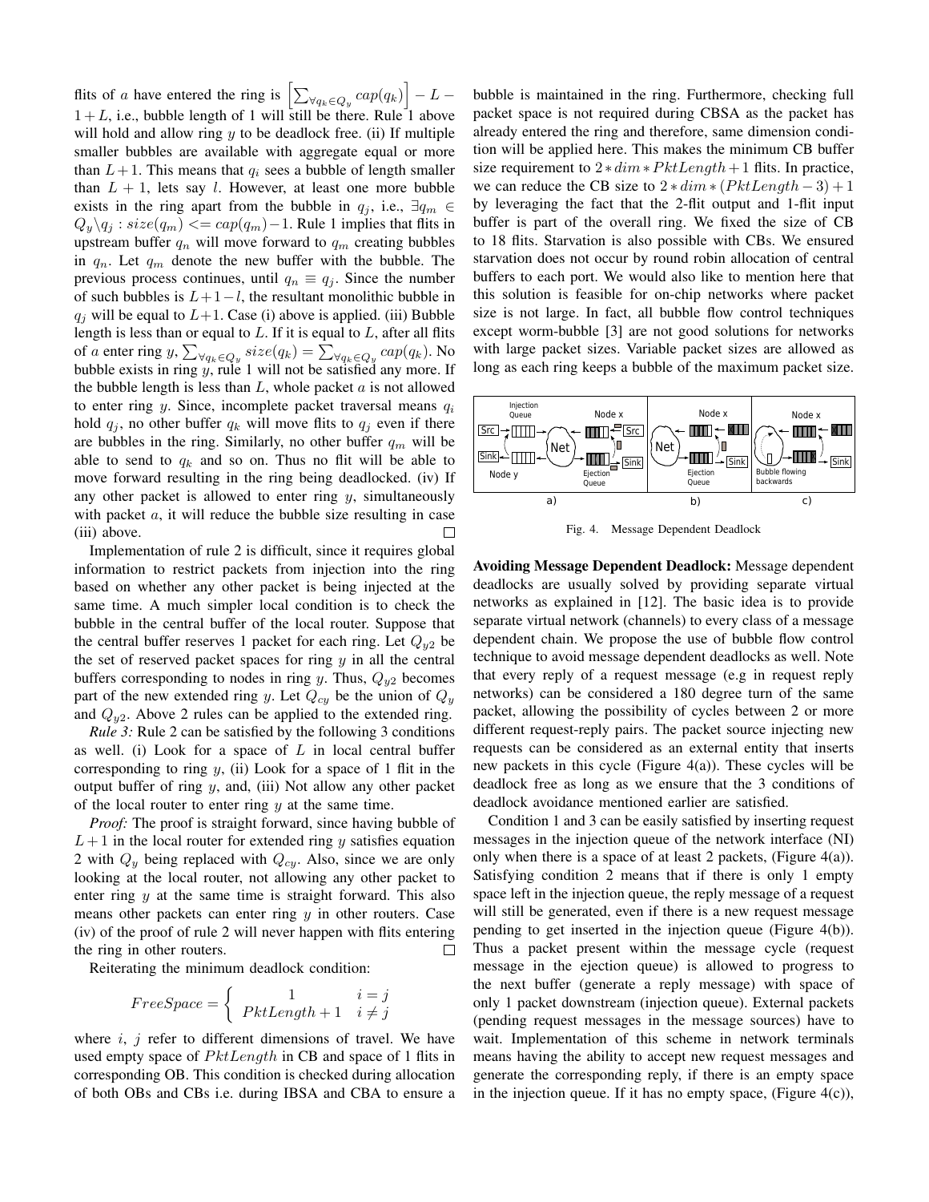flits of $a$ have entered the ring is $\left[\sum_{\forall q_k \in Q_y} cap(q_k)\right] - L - 1 + L$, i.e., bubble length of 1 will still be there. Rule 1 above will hold and allow ring $y$ to be deadlock free. (ii) If multiple smaller bubbles are available with aggregate equal or more than $L+1$. This means that $q_i$ sees a bubble of length smaller than $L+1$, lets say $l$. However, at least one more bubble exists in the ring apart from the bubble in $q_j$, i.e., $\exists q_m \in Q_y \backslash q_j : size(q_m) <= cap(q_m) - 1$. Rule 1 implies that flits in upstream buffer $q_n$ will move forward to $q_m$ creating bubbles in $q_n$. Let $q_m$ denote the new buffer with the bubble. The previous process continues, until $q_n \equiv q_j$. Since the number of such bubbles is $L+1-l$, the resultant monolithic bubble in $q_j$ will be equal to $L+1$. Case (i) above is applied. (iii) Bubble length is less than or equal to $L$. If it is equal to $L$, after all flits of $a$ enter ring $y$, $\sum_{\forall q_k \in Q_y} size(q_k) = \sum_{\forall q_k \in Q_y} cap(q_k)$. No bubble exists in ring $y$, rule 1 will not be satisfied any more. If the bubble length is less than $L$, whole packet $a$ is not allowed to enter ring $y$. Since, incomplete packet traversal means $q_i$ hold $q_j$, no other buffer $q_k$ will move flits to $q_j$ even if there are bubbles in the ring. Similarly, no other buffer $q_m$ will be able to send to $q_k$ and so on. Thus no flit will be able to move forward resulting in the ring being deadlocked. (iv) If any other packet is allowed to enter ring $y$, simultaneously with packet $a$, it will reduce the bubble size resulting in case (iii) above. □

Implementation of rule 2 is difficult, since it requires global information to restrict packets from injection into the ring based on whether any other packet is being injected at the same time. A much simpler local condition is to check the bubble in the central buffer of the local router. Suppose that the central buffer reserves 1 packet for each ring. Let $Q_{y2}$ be the set of reserved packet spaces for ring $y$ in all the central buffers corresponding to nodes in ring $y$. Thus, $Q_{y2}$ becomes part of the new extended ring $y$. Let $Q_{cy}$ be the union of $Q_y$ and $Q_{y2}$. Above 2 rules can be applied to the extended ring.

*Rule 3:* Rule 2 can be satisfied by the following 3 conditions as well. (i) Look for a space of $L$ in local central buffer corresponding to ring $y$, (ii) Look for a space of 1 flit in the output buffer of ring $y$, and, (iii) Not allow any other packet of the local router to enter ring $y$ at the same time.

*Proof:* The proof is straight forward, since having bubble of $L+1$ in the local router for extended ring $y$ satisfies equation 2 with $Q_y$ being replaced with $Q_{cy}$. Also, since we are only looking at the local router, not allowing any other packet to enter ring $y$ at the same time is straight forward. This also means other packets can enter ring $y$ in other routers. Case (iv) of the proof of rule 2 will never happen with flits entering the ring in other routers. □

Reiterating the minimum deadlock condition:

$$FreeSpace = \begin{cases} 1 & i = j \\ PktLength + 1 & i \neq j \end{cases}$$

where $i$, $j$ refer to different dimensions of travel. We have used empty space of $PktLength$ in CB and space of 1 flits in corresponding OB. This condition is checked during allocation of both OBs and CBs i.e. during IBSA and CBA to ensure a bubble is maintained in the ring. Furthermore, checking full packet space is not required during CBSA as the packet has already entered the ring and therefore, same dimension condition will be applied here. This makes the minimum CB buffer size requirement to $2 * dim * PktLength + 1$ flits. In practice, we can reduce the CB size to $2 * dim * (PktLength - 3) + 1$ by leveraging the fact that the 2-flit output and 1-flit input buffer is part of the overall ring. We fixed the size of CB to 18 flits. Starvation is also possible with CBs. We ensured starvation does not occur by round robin allocation of central buffers to each port. We would also like to mention here that this solution is feasible for on-chip networks where packet size is not large. In fact, all bubble flow control techniques except worm-bubble [3] are not good solutions for networks with large packet sizes. Variable packet sizes are allowed as long as each ring keeps a bubble of the maximum packet size.

Fig. 4. Message Dependent Deadlock

**Avoiding Message Dependent Deadlock:** Message dependent deadlocks are usually solved by providing separate virtual networks as explained in [12]. The basic idea is to provide separate virtual network (channels) to every class of a message dependent chain. We propose the use of bubble flow control technique to avoid message dependent deadlocks as well. Note that every reply of a request message (e.g in request reply networks) can be considered a 180 degree turn of the same packet, allowing the possibility of cycles between 2 or more different request-reply pairs. The packet source injecting new requests can be considered as an external entity that inserts new packets in this cycle (Figure 4(a)). These cycles will be deadlock free as long as we ensure that the 3 conditions of deadlock avoidance mentioned earlier are satisfied.

Condition 1 and 3 can be easily satisfied by inserting request messages in the injection queue of the network interface (NI) only when there is a space of at least 2 packets, (Figure 4(a)). Satisfying condition 2 means that if there is only 1 empty space left in the injection queue, the reply message of a request will still be generated, even if there is a new request message pending to get inserted in the injection queue (Figure 4(b)). Thus a packet present within the message cycle (request message in the ejection queue) is allowed to progress to the next buffer (generate a reply message) with space of only 1 packet downstream (injection queue). External packets (pending request messages in the message sources) have to wait. Implementation of this scheme in network terminals means having the ability to accept new request messages and generate the corresponding reply, if there is an empty space in the injection queue. If it has no empty space, (Figure 4(c)),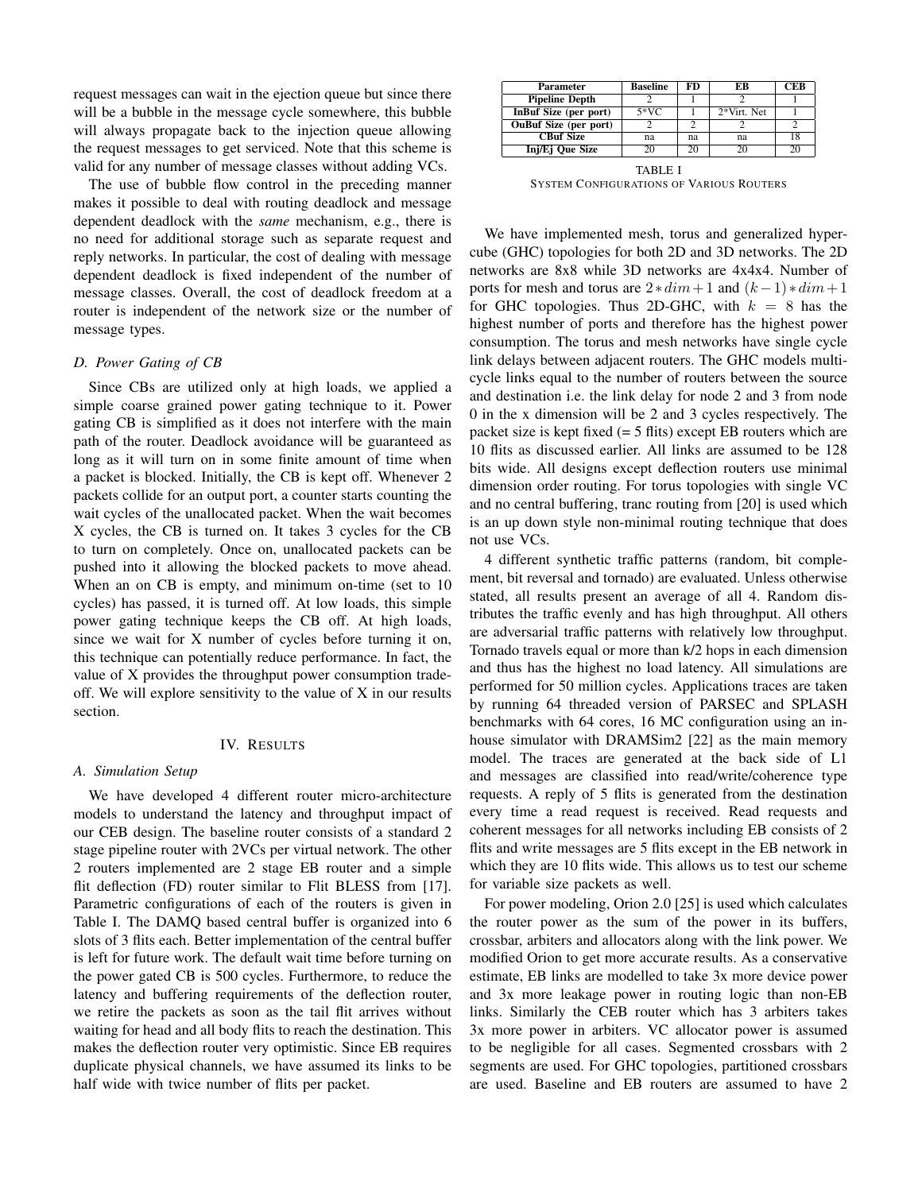request messages can wait in the ejection queue but since there will be a bubble in the message cycle somewhere, this bubble will always propagate back to the injection queue allowing the request messages to get serviced. Note that this scheme is valid for any number of message classes without adding VCs.

The use of bubble flow control in the preceding manner makes it possible to deal with routing deadlock and message dependent deadlock with the *same* mechanism, e.g., there is no need for additional storage such as separate request and reply networks. In particular, the cost of dealing with message dependent deadlock is fixed independent of the number of message classes. Overall, the cost of deadlock freedom at a router is independent of the network size or the number of message types.

### D. Power Gating of CB

Since CBs are utilized only at high loads, we applied a simple coarse grained power gating technique to it. Power gating CB is simplified as it does not interfere with the main path of the router. Deadlock avoidance will be guaranteed as long as it will turn on in some finite amount of time when a packet is blocked. Initially, the CB is kept off. Whenever 2 packets collide for an output port, a counter starts counting the wait cycles of the unallocated packet. When the wait becomes X cycles, the CB is turned on. It takes 3 cycles for the CB to turn on completely. Once on, unallocated packets can be pushed into it allowing the blocked packets to move ahead. When an on CB is empty, and minimum on-time (set to 10 cycles) has passed, it is turned off. At low loads, this simple power gating technique keeps the CB off. At high loads, since we wait for X number of cycles before turning it on, this technique can potentially reduce performance. In fact, the value of X provides the throughput power consumption trade-off. We will explore sensitivity to the value of X in our results section.

## IV. Results

### A. Simulation Setup

We have developed 4 different router micro-architecture models to understand the latency and throughput impact of our CEB design. The baseline router consists of a standard 2 stage pipeline router with 2VCs per virtual network. The other 2 routers implemented are 2 stage EB router and a simple flit deflection (FD) router similar to Flit BLESS from [17]. Parametric configurations of each of the routers is given in Table I. The DAMQ based central buffer is organized into 6 slots of 3 flits each. Better implementation of the central buffer is left for future work. The default wait time before turning on the power gated CB is 500 cycles. Furthermore, to reduce the latency and buffering requirements of the deflection router, we retire the packets as soon as the tail flit arrives without waiting for head and all body flits to reach the destination. This makes the deflection router very optimistic. Since EB requires duplicate physical channels, we have assumed its links to be half wide with twice number of flits per packet.

| Parameter | Baseline | FD | EB | CEB |
|---|---|---|---|---|
| Pipeline Depth | 2 | 1 | 2 | 1 |
| InBuf Size (per port) | 5*VC | 1 | 2*Virt. Net | 1 |
| OuBuf Size (per port) | 2 | 2 | 2 | 2 |
| CBuf Size | na | na | na | 18 |
| Inj/Ej Que Size | 20 | 20 | 20 | 20 |

TABLE I
System Configurations of Various Routers

We have implemented mesh, torus and generalized hypercube (GHC) topologies for both 2D and 3D networks. The 2D networks are 8x8 while 3D networks are 4x4x4. Number of ports for mesh and torus are $2*dim+1$ and $(k-1)*dim+1$ for GHC topologies. Thus 2D-GHC, with $k = 8$ has the highest number of ports and therefore has the highest power consumption. The torus and mesh networks have single cycle link delays between adjacent routers. The GHC models multi-cycle links equal to the number of routers between the source and destination i.e. the link delay for node 2 and 3 from node 0 in the x dimension will be 2 and 3 cycles respectively. The packet size is kept fixed (= 5 flits) except EB routers which are 10 flits as discussed earlier. All links are assumed to be 128 bits wide. All designs except deflection routers use minimal dimension order routing. For torus topologies with single VC and no central buffering, tranc routing from [20] is used which is an up down style non-minimal routing technique that does not use VCs.

4 different synthetic traffic patterns (random, bit complement, bit reversal and tornado) are evaluated. Unless otherwise stated, all results present an average of all 4. Random distributes the traffic evenly and has high throughput. All others are adversarial traffic patterns with relatively low throughput. Tornado travels equal or more than k/2 hops in each dimension and thus has the highest no load latency. All simulations are performed for 50 million cycles. Applications traces are taken by running 64 threaded version of PARSEC and SPLASH benchmarks with 64 cores, 16 MC configuration using an in-house simulator with DRAMSim2 [22] as the main memory model. The traces are generated at the back side of L1 and messages are classified into read/write/coherence type requests. A reply of 5 flits is generated from the destination every time a read request is received. Read requests and coherent messages for all networks including EB consists of 2 flits and write messages are 5 flits except in the EB network in which they are 10 flits wide. This allows us to test our scheme for variable size packets as well.

For power modeling, Orion 2.0 [25] is used which calculates the router power as the sum of the power in its buffers, crossbar, arbiters and allocators along with the link power. We modified Orion to get more accurate results. As a conservative estimate, EB links are modelled to take 3x more device power and 3x more leakage power in routing logic than non-EB links. Similarly the CEB router which has 3 arbiters takes 3x more power in arbiters. VC allocator power is assumed to be negligible for all cases. Segmented crossbars with 2 segments are used. For GHC topologies, partitioned crossbars are used. Baseline and EB routers are assumed to have 2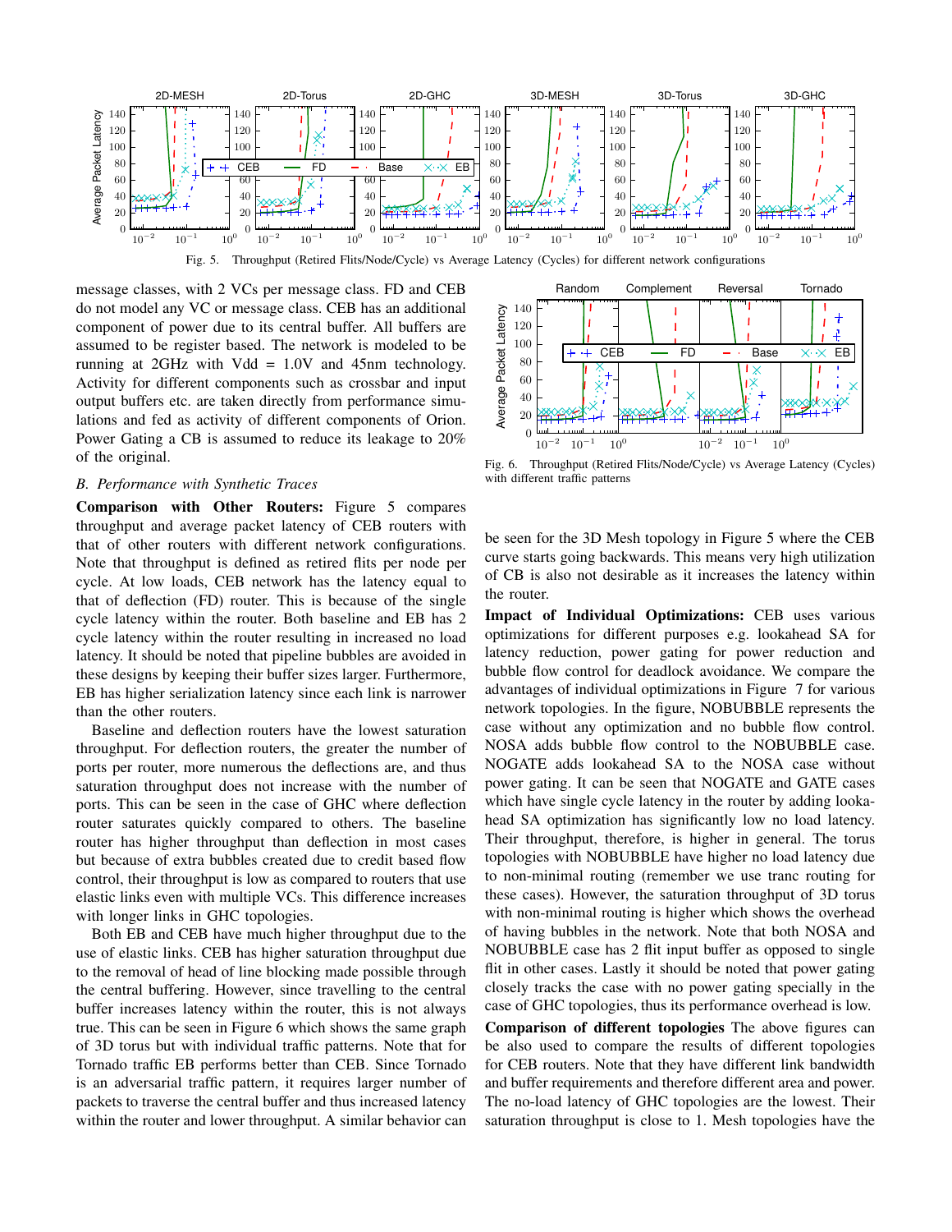Fig. 5. Throughput (Retired Flits/Node/Cycle) vs Average Latency (Cycles) for different network configurations

message classes, with 2 VCs per message class. FD and CEB do not model any VC or message class. CEB has an additional component of power due to its central buffer. All buffers are assumed to be register based. The network is modeled to be running at 2GHz with Vdd = 1.0V and 45nm technology. Activity for different components such as crossbar and input output buffers etc. are taken directly from performance simulations and fed as activity of different components of Orion. Power Gating a CB is assumed to reduce its leakage to 20% of the original.

### B. Performance with Synthetic Traces

**Comparison with Other Routers:** Figure 5 compares throughput and average packet latency of CEB routers with that of other routers with different network configurations. Note that throughput is defined as retired flits per node per cycle. At low loads, CEB network has the latency equal to that of deflection (FD) router. This is because of the single cycle latency within the router. Both baseline and EB has 2 cycle latency within the router resulting in increased no load latency. It should be noted that pipeline bubbles are avoided in these designs by keeping their buffer sizes larger. Furthermore, EB has higher serialization latency since each link is narrower than the other routers.

Baseline and deflection routers have the lowest saturation throughput. For deflection routers, the greater the number of ports per router, more numerous the deflections are, and thus saturation throughput does not increase with the number of ports. This can be seen in the case of GHC where deflection router saturates quickly compared to others. The baseline router has higher throughput than deflection in most cases but because of extra bubbles created due to credit based flow control, their throughput is low as compared to routers that use elastic links even with multiple VCs. This difference increases with longer links in GHC topologies.

Both EB and CEB have much higher throughput due to the use of elastic links. CEB has higher saturation throughput due to the removal of head of line blocking made possible through the central buffering. However, since travelling to the central buffer increases latency within the router, this is not always true. This can be seen in Figure 6 which shows the same graph of 3D torus but with individual traffic patterns. Note that for Tornado traffic EB performs better than CEB. Since Tornado is an adversarial traffic pattern, it requires larger number of packets to traverse the central buffer and thus increased latency within the router and lower throughput. A similar behavior can

Fig. 6. Throughput (Retired Flits/Node/Cycle) vs Average Latency (Cycles) with different traffic patterns

be seen for the 3D Mesh topology in Figure 5 where the CEB curve starts going backwards. This means very high utilization of CB is also not desirable as it increases the latency within the router.

**Impact of Individual Optimizations:** CEB uses various optimizations for different purposes e.g. lookahead SA for latency reduction, power gating for power reduction and bubble flow control for deadlock avoidance. We compare the advantages of individual optimizations in Figure 7 for various network topologies. In the figure, NOBUBBLE represents the case without any optimization and no bubble flow control. NOSA adds bubble flow control to the NOBUBBLE case. NOGATE adds lookahead SA to the NOSA case without power gating. It can be seen that NOGATE and GATE cases which have single cycle latency in the router by adding lookahead SA optimization has significantly low no load latency. Their throughput, therefore, is higher in general. The torus topologies with NOBUBBLE have higher no load latency due to non-minimal routing (remember we use tranc routing for these cases). However, the saturation throughput of 3D torus with non-minimal routing is higher which shows the overhead of having bubbles in the network. Note that both NOSA and NOBUBBLE case has 2 flit input buffer as opposed to single flit in other cases. Lastly it should be noted that power gating closely tracks the case with no power gating specially in the case of GHC topologies, thus its performance overhead is low.

**Comparison of different topologies** The above figures can be also used to compare the results of different topologies for CEB routers. Note that they have different link bandwidth and buffer requirements and therefore different area and power. The no-load latency of GHC topologies are the lowest. Their saturation throughput is close to 1. Mesh topologies have the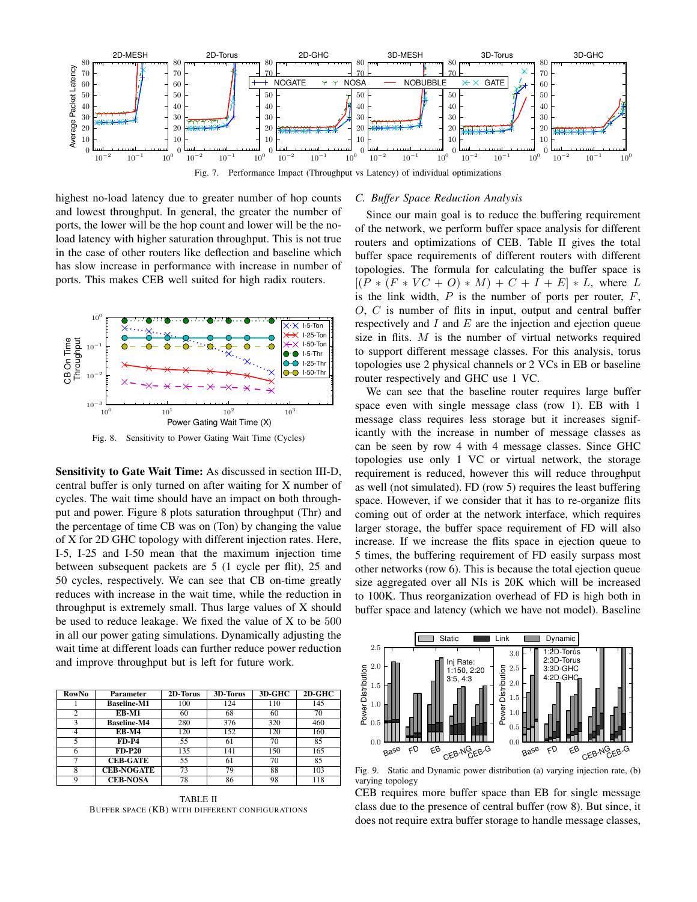Fig. 7. Performance Impact (Throughput vs Latency) of individual optimizations

highest no-load latency due to greater number of hop counts and lowest throughput. In general, the greater the number of ports, the lower will be the hop count and lower will be the no-load latency with higher saturation throughput. This is not true in the case of other routers like deflection and baseline which has slow increase in performance with increase in number of ports. This makes CEB well suited for high radix routers.

Fig. 8. Sensitivity to Power Gating Wait Time (Cycles)

**Sensitivity to Gate Wait Time:** As discussed in section III-D, central buffer is only turned on after waiting for X number of cycles. The wait time should have an impact on both throughput and power. Figure 8 plots saturation throughput (Thr) and the percentage of time CB was on (Ton) by changing the value of X for 2D GHC topology with different injection rates. Here, I-5, I-25 and I-50 mean that the maximum injection time between subsequent packets are 5 (1 cycle per flit), 25 and 50 cycles, respectively. We can see that CB on-time greatly reduces with increase in the wait time, while the reduction in throughput is extremely small. Thus large values of X should be used to reduce leakage. We fixed the value of X to be $500$ in all our power gating simulations. Dynamically adjusting the wait time at different loads can further reduce power reduction and improve throughput but is left for future work.

| RowNo | Parameter | 2D-Torus | 3D-Torus | 3D-GHC | 2D-GHC |
|---|---|---|---|---|---|
| 1 | **Baseline-M1** | 100 | 124 | 110 | 145 |
| 2 | **EB-M1** | 60 | 68 | 60 | 70 |
| 3 | **Baseline-M4** | 280 | 376 | 320 | 460 |
| 4 | **EB-M4** | 120 | 152 | 120 | 160 |
| 5 | **FD-P4** | 55 | 61 | 70 | 85 |
| 6 | **FD-P20** | 135 | 141 | 150 | 165 |
| 7 | **CEB-GATE** | 55 | 61 | 70 | 85 |
| 8 | **CEB-NOGATE** | 73 | 79 | 88 | 103 |
| 9 | **CEB-NOSA** | 78 | 86 | 98 | 118 |

TABLE II
BUFFER SPACE (KB) WITH DIFFERENT CONFIGURATIONS

### C. Buffer Space Reduction Analysis

Since our main goal is to reduce the buffering requirement of the network, we perform buffer space analysis for different routers and optimizations of CEB. Table II gives the total buffer space requirements of different routers with different topologies. The formula for calculating the buffer space is $[(P * (F * VC + O) * M) + C + I + E] * L$, where $L$ is the link width, $P$ is the number of ports per router, $F$, $O$, $C$ is number of flits in input, output and central buffer respectively and $I$ and $E$ are the injection and ejection queue size in flits. $M$ is the number of virtual networks required to support different message classes. For this analysis, torus topologies use 2 physical channels or 2 VCs in EB or baseline router respectively and GHC use 1 VC.

We can see that the baseline router requires large buffer space even with single message class (row 1). EB with 1 message class requires less storage but it increases significantly with the increase in number of message classes as can be seen by row 4 with 4 message classes. Since GHC topologies use only 1 VC or virtual network, the storage requirement is reduced, however this will reduce throughput as well (not simulated). FD (row 5) requires the least buffering space. However, if we consider that it has to re-organize flits coming out of order at the network interface, which requires larger storage, the buffer space requirement of FD will also increase. If we increase the flits space in ejection queue to 5 times, the buffering requirement of FD easily surpass most other networks (row 6). This is because the total ejection queue size aggregated over all NIs is 20K which will be increased to 100K. Thus reorganization overhead of FD is high both in buffer space and latency (which we have not model). Baseline

Fig. 9. Static and Dynamic power distribution (a) varying injection rate, (b) varying topology

CEB requires more buffer space than EB for single message class due to the presence of central buffer (row 8). But since, it does not require extra buffer storage to handle message classes,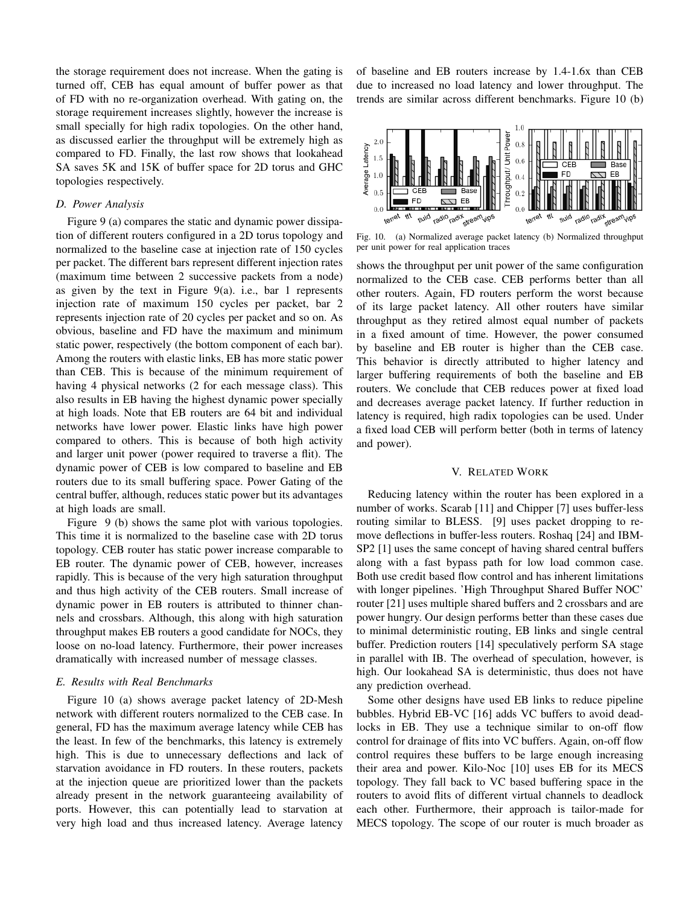the storage requirement does not increase. When the gating is turned off, CEB has equal amount of buffer power as that of FD with no re-organization overhead. With gating on, the storage requirement increases slightly, however the increase is small specially for high radix topologies. On the other hand, as discussed earlier the throughput will be extremely high as compared to FD. Finally, the last row shows that lookahead SA saves 5K and 15K of buffer space for 2D torus and GHC topologies respectively.

### D. Power Analysis

Figure 9 (a) compares the static and dynamic power dissipation of different routers configured in a 2D torus topology and normalized to the baseline case at injection rate of 150 cycles per packet. The different bars represent different injection rates (maximum time between 2 successive packets from a node) as given by the text in Figure 9(a). i.e., bar 1 represents injection rate of maximum 150 cycles per packet, bar 2 represents injection rate of 20 cycles per packet and so on. As obvious, baseline and FD have the maximum and minimum static power, respectively (the bottom component of each bar). Among the routers with elastic links, EB has more static power than CEB. This is because of the minimum requirement of having 4 physical networks (2 for each message class). This also results in EB having the highest dynamic power specially at high loads. Note that EB routers are 64 bit and individual networks have lower power. Elastic links have high power compared to others. This is because of both high activity and larger unit power (power required to traverse a flit). The dynamic power of CEB is low compared to baseline and EB routers due to its small buffering space. Power Gating of the central buffer, although, reduces static power but its advantages at high loads are small.

Figure 9 (b) shows the same plot with various topologies. This time it is normalized to the baseline case with 2D torus topology. CEB router has static power increase comparable to EB router. The dynamic power of CEB, however, increases rapidly. This is because of the very high saturation throughput and thus high activity of the CEB routers. Small increase of dynamic power in EB routers is attributed to thinner channels and crossbars. Although, this along with high saturation throughput makes EB routers a good candidate for NOCs, they loose on no-load latency. Furthermore, their power increases dramatically with increased number of message classes.

### E. Results with Real Benchmarks

Figure 10 (a) shows average packet latency of 2D-Mesh network with different routers normalized to the CEB case. In general, FD has the maximum average latency while CEB has the least. In few of the benchmarks, this latency is extremely high. This is due to unnecessary deflections and lack of starvation avoidance in FD routers. In these routers, packets at the injection queue are prioritized lower than the packets already present in the network guaranteeing availability of ports. However, this can potentially lead to starvation at very high load and thus increased latency. Average latency of baseline and EB routers increase by 1.4-1.6x than CEB due to increased no load latency and lower throughput. The trends are similar across different benchmarks. Figure 10 (b)

Average Latency
0.0 0.5 1.0 1.5 2.0
CEB Base FD EB
ferret ttt fluid radio radix stream vips

Throughput / Unit Power
0.0 0.2 0.4 0.6 0.8 1.0
CEB Base FD EB
ferret ttt fluid radio radix stream vips

Fig. 10. (a) Normalized average packet latency (b) Normalized throughput per unit power for real application traces

shows the throughput per unit power of the same configuration normalized to the CEB case. CEB performs better than all other routers. Again, FD routers perform the worst because of its large packet latency. All other routers have similar throughput as they retired almost equal number of packets in a fixed amount of time. However, the power consumed by baseline and EB router is higher than the CEB case. This behavior is directly attributed to higher latency and larger buffering requirements of both the baseline and EB routers. We conclude that CEB reduces power at fixed load and decreases average packet latency. If further reduction in latency is required, high radix topologies can be used. Under a fixed load CEB will perform better (both in terms of latency and power).

## V. Related Work

Reducing latency within the router has been explored in a number of works. Scarab [11] and Chipper [7] uses buffer-less routing similar to BLESS. [9] uses packet dropping to remove deflections in buffer-less routers. Roshaq [24] and IBM-SP2 [1] uses the same concept of having shared central buffers along with a fast bypass path for low load common case. Both use credit based flow control and has inherent limitations with longer pipelines. 'High Throughput Shared Buffer NOC' router [21] uses multiple shared buffers and 2 crossbars and are power hungry. Our design performs better than these cases due to minimal deterministic routing, EB links and single central buffer. Prediction routers [14] speculatively perform SA stage in parallel with IB. The overhead of speculation, however, is high. Our lookahead SA is deterministic, thus does not have any prediction overhead.

Some other designs have used EB links to reduce pipeline bubbles. Hybrid EB-VC [16] adds VC buffers to avoid deadlocks in EB. They use a technique similar to on-off flow control for drainage of flits into VC buffers. Again, on-off flow control requires these buffers to be large enough increasing their area and power. Kilo-Noc [10] uses EB for its MECS topology. They fall back to VC based buffering space in the routers to avoid flits of different virtual channels to deadlock each other. Furthermore, their approach is tailor-made for MECS topology. The scope of our router is much broader as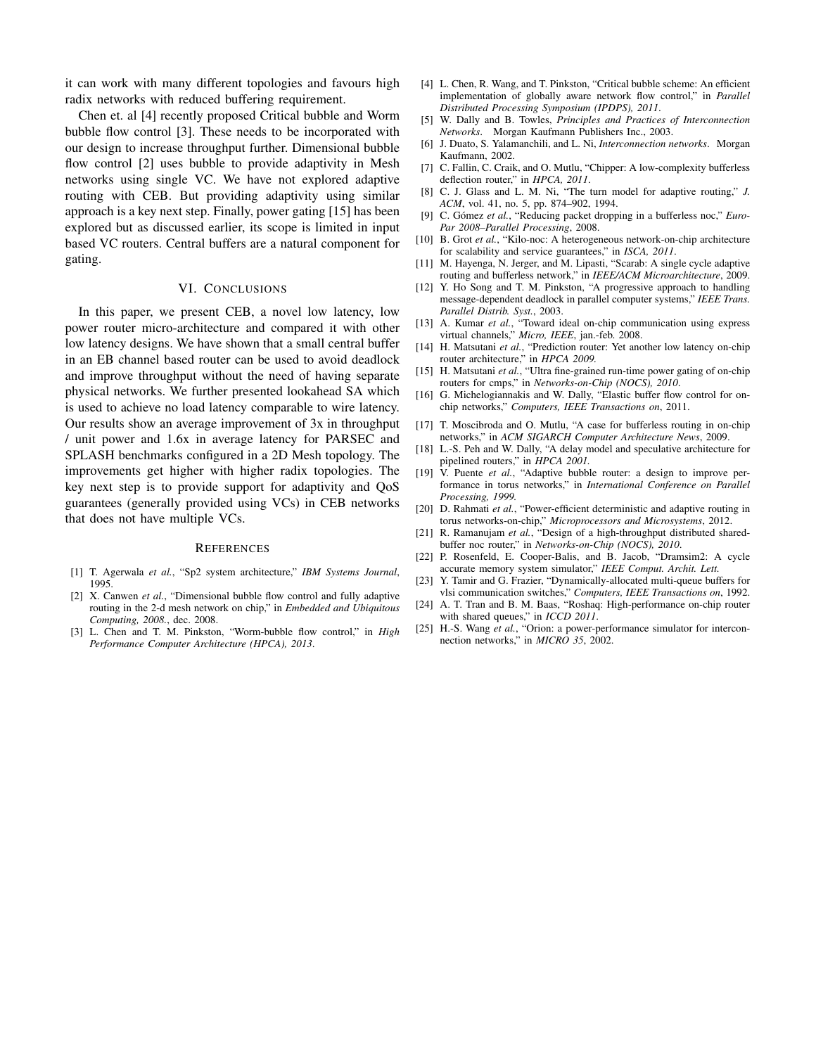it can work with many different topologies and favours high radix networks with reduced buffering requirement.

Chen et. al [4] recently proposed Critical bubble and Worm bubble flow control [3]. These needs to be incorporated with our design to increase throughput further. Dimensional bubble flow control [2] uses bubble to provide adaptivity in Mesh networks using single VC. We have not explored adaptive routing with CEB. But providing adaptivity using similar approach is a key next step. Finally, power gating [15] has been explored but as discussed earlier, its scope is limited in input based VC routers. Central buffers are a natural component for gating.

## VI. Conclusions

In this paper, we present CEB, a novel low latency, low power router micro-architecture and compared it with other low latency designs. We have shown that a small central buffer in an EB channel based router can be used to avoid deadlock and improve throughput without the need of having separate physical networks. We further presented lookahead SA which is used to achieve no load latency comparable to wire latency. Our results show an average improvement of 3x in throughput / unit power and 1.6x in average latency for PARSEC and SPLASH benchmarks configured in a 2D Mesh topology. The improvements get higher with higher radix topologies. The key next step is to provide support for adaptivity and QoS guarantees (generally provided using VCs) in CEB networks that does not have multiple VCs.

## References

[1] T. Agerwala *et al.*, "Sp2 system architecture," *IBM Systems Journal*, 1995.

[2] X. Canwen *et al.*, "Dimensional bubble flow control and fully adaptive routing in the 2-d mesh network on chip," in *Embedded and Ubiquitous Computing, 2008.*, dec. 2008.

[3] L. Chen and T. M. Pinkston, "Worm-bubble flow control," in *High Performance Computer Architecture (HPCA), 2013*.

[4] L. Chen, R. Wang, and T. Pinkston, "Critical bubble scheme: An efficient implementation of globally aware network flow control," in *Parallel Distributed Processing Symposium (IPDPS), 2011*.

[5] W. Dally and B. Towles, *Principles and Practices of Interconnection Networks*. Morgan Kaufmann Publishers Inc., 2003.

[6] J. Duato, S. Yalamanchili, and L. Ni, *Interconnection networks*. Morgan Kaufmann, 2002.

[7] C. Fallin, C. Craik, and O. Mutlu, "Chipper: A low-complexity bufferless deflection router," in *HPCA, 2011*.

[8] C. J. Glass and L. M. Ni, "The turn model for adaptive routing," *J. ACM*, vol. 41, no. 5, pp. 874–902, 1994.

[9] C. Gómez *et al.*, "Reducing packet dropping in a bufferless noc," *Euro-Par 2008–Parallel Processing*, 2008.

[10] B. Grot *et al.*, "Kilo-noc: A heterogeneous network-on-chip architecture for scalability and service guarantees," in *ISCA, 2011*.

[11] M. Hayenga, N. Jerger, and M. Lipasti, "Scarab: A single cycle adaptive routing and bufferless network," in *IEEE/ACM Microarchitecture*, 2009.

[12] Y. Ho Song and T. M. Pinkston, "A progressive approach to handling message-dependent deadlock in parallel computer systems," *IEEE Trans. Parallel Distrib. Syst.*, 2003.

[13] A. Kumar *et al.*, "Toward ideal on-chip communication using express virtual channels," *Micro, IEEE*, jan.-feb. 2008.

[14] H. Matsutani *et al.*, "Prediction router: Yet another low latency on-chip router architecture," in *HPCA 2009.*

[15] H. Matsutani *et al.*, "Ultra fine-grained run-time power gating of on-chip routers for cmps," in *Networks-on-Chip (NOCS), 2010*.

[16] G. Michelogiannakis and W. Dally, "Elastic buffer flow control for on-chip networks," *Computers, IEEE Transactions on*, 2011.

[17] T. Moscibroda and O. Mutlu, "A case for bufferless routing in on-chip networks," in *ACM SIGARCH Computer Architecture News*, 2009.

[18] L.-S. Peh and W. Dally, "A delay model and speculative architecture for pipelined routers," in *HPCA 2001.*

[19] V. Puente *et al.*, "Adaptive bubble router: a design to improve performance in torus networks," in *International Conference on Parallel Processing, 1999.*

[20] D. Rahmati *et al.*, "Power-efficient deterministic and adaptive routing in torus networks-on-chip," *Microprocessors and Microsystems*, 2012.

[21] R. Ramanujam *et al.*, "Design of a high-throughput distributed shared-buffer noc router," in *Networks-on-Chip (NOCS), 2010*.

[22] P. Rosenfeld, E. Cooper-Balis, and B. Jacob, "Dramsim2: A cycle accurate memory system simulator," *IEEE Comput. Archit. Lett.*

[23] Y. Tamir and G. Frazier, "Dynamically-allocated multi-queue buffers for vlsi communication switches," *Computers, IEEE Transactions on*, 1992.

[24] A. T. Tran and B. M. Baas, "Roshaq: High-performance on-chip router with shared queues," in *ICCD 2011*.

[25] H.-S. Wang *et al.*, "Orion: a power-performance simulator for interconnection networks," in *MICRO 35*, 2002.